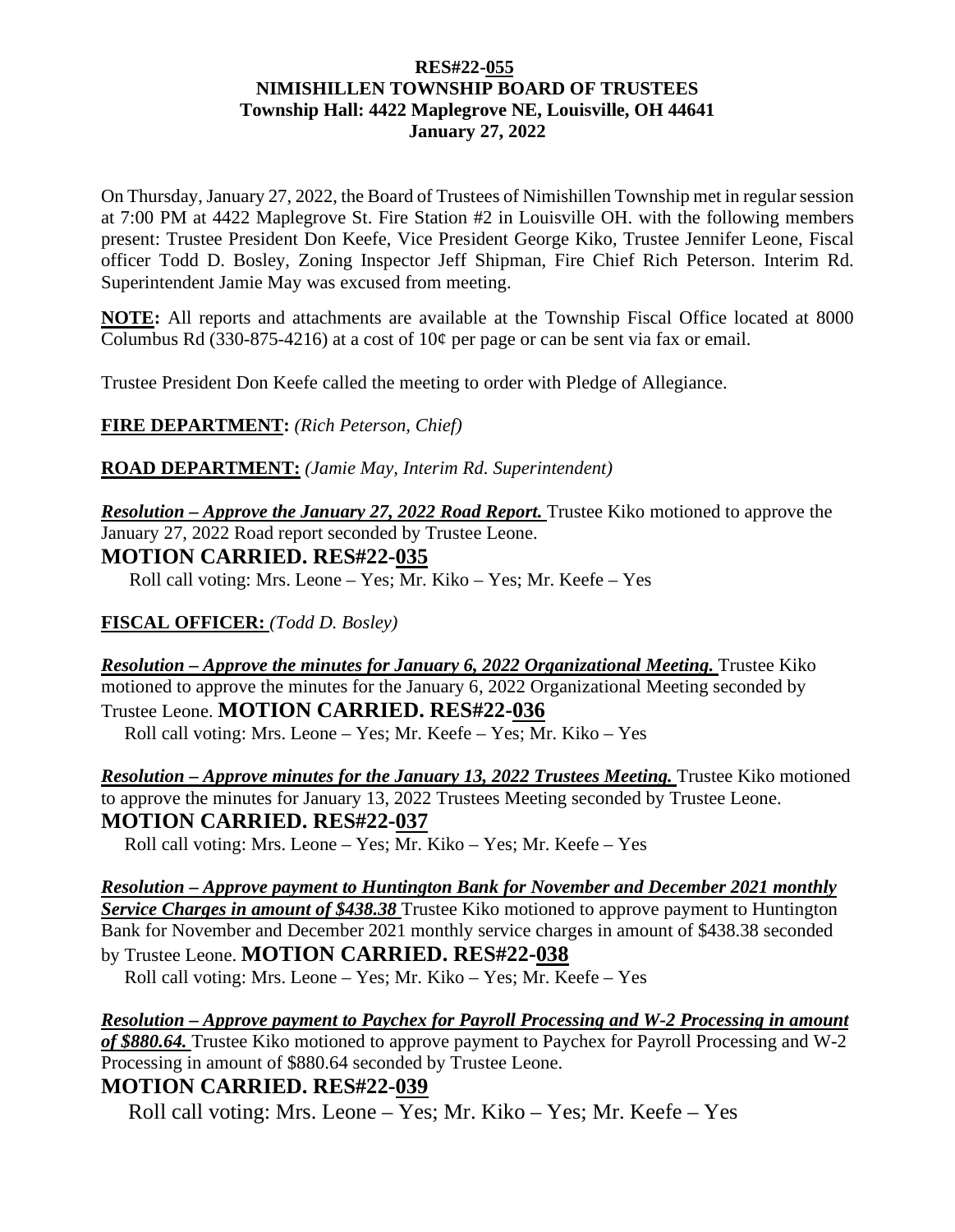**RES#22-055**
**NIMISHILLEN TOWNSHIP BOARD OF TRUSTEES**
**Township Hall: 4422 Maplegrove NE, Louisville, OH 44641**
**January 27, 2022**

On Thursday, January 27, 2022, the Board of Trustees of Nimishillen Township met in regular session at 7:00 PM at 4422 Maplegrove St. Fire Station #2 in Louisville OH. with the following members present: Trustee President Don Keefe, Vice President George Kiko, Trustee Jennifer Leone, Fiscal officer Todd D. Bosley, Zoning Inspector Jeff Shipman, Fire Chief Rich Peterson. Interim Rd. Superintendent Jamie May was excused from meeting.

**NOTE:** All reports and attachments are available at the Township Fiscal Office located at 8000 Columbus Rd (330-875-4216) at a cost of 10¢ per page or can be sent via fax or email.

Trustee President Don Keefe called the meeting to order with Pledge of Allegiance.

**FIRE DEPARTMENT:** *(Rich Peterson, Chief)*

**ROAD DEPARTMENT:** *(Jamie May, Interim Rd. Superintendent)*

***Resolution – Approve the January 27, 2022 Road Report.*** Trustee Kiko motioned to approve the January 27, 2022 Road report seconded by Trustee Leone.
**MOTION CARRIED. RES#22-035**
Roll call voting: Mrs. Leone – Yes; Mr. Kiko – Yes; Mr. Keefe – Yes

**FISCAL OFFICER:** *(Todd D. Bosley)*

***Resolution – Approve the minutes for January 6, 2022 Organizational Meeting.*** Trustee Kiko motioned to approve the minutes for the January 6, 2022 Organizational Meeting seconded by Trustee Leone. **MOTION CARRIED. RES#22-036**
Roll call voting: Mrs. Leone – Yes; Mr. Keefe – Yes; Mr. Kiko – Yes

***Resolution – Approve minutes for the January 13, 2022 Trustees Meeting.*** Trustee Kiko motioned to approve the minutes for January 13, 2022 Trustees Meeting seconded by Trustee Leone.
**MOTION CARRIED. RES#22-037**
Roll call voting: Mrs. Leone – Yes; Mr. Kiko – Yes; Mr. Keefe – Yes

***Resolution – Approve payment to Huntington Bank for November and December 2021 monthly Service Charges in amount of $438.38*** Trustee Kiko motioned to approve payment to Huntington Bank for November and December 2021 monthly service charges in amount of $438.38 seconded by Trustee Leone. **MOTION CARRIED. RES#22-038**
Roll call voting: Mrs. Leone – Yes; Mr. Kiko – Yes; Mr. Keefe – Yes

***Resolution – Approve payment to Paychex for Payroll Processing and W-2 Processing in amount of $880.64.*** Trustee Kiko motioned to approve payment to Paychex for Payroll Processing and W-2 Processing in amount of $880.64 seconded by Trustee Leone.
**MOTION CARRIED. RES#22-039**
Roll call voting: Mrs. Leone – Yes; Mr. Kiko – Yes; Mr. Keefe – Yes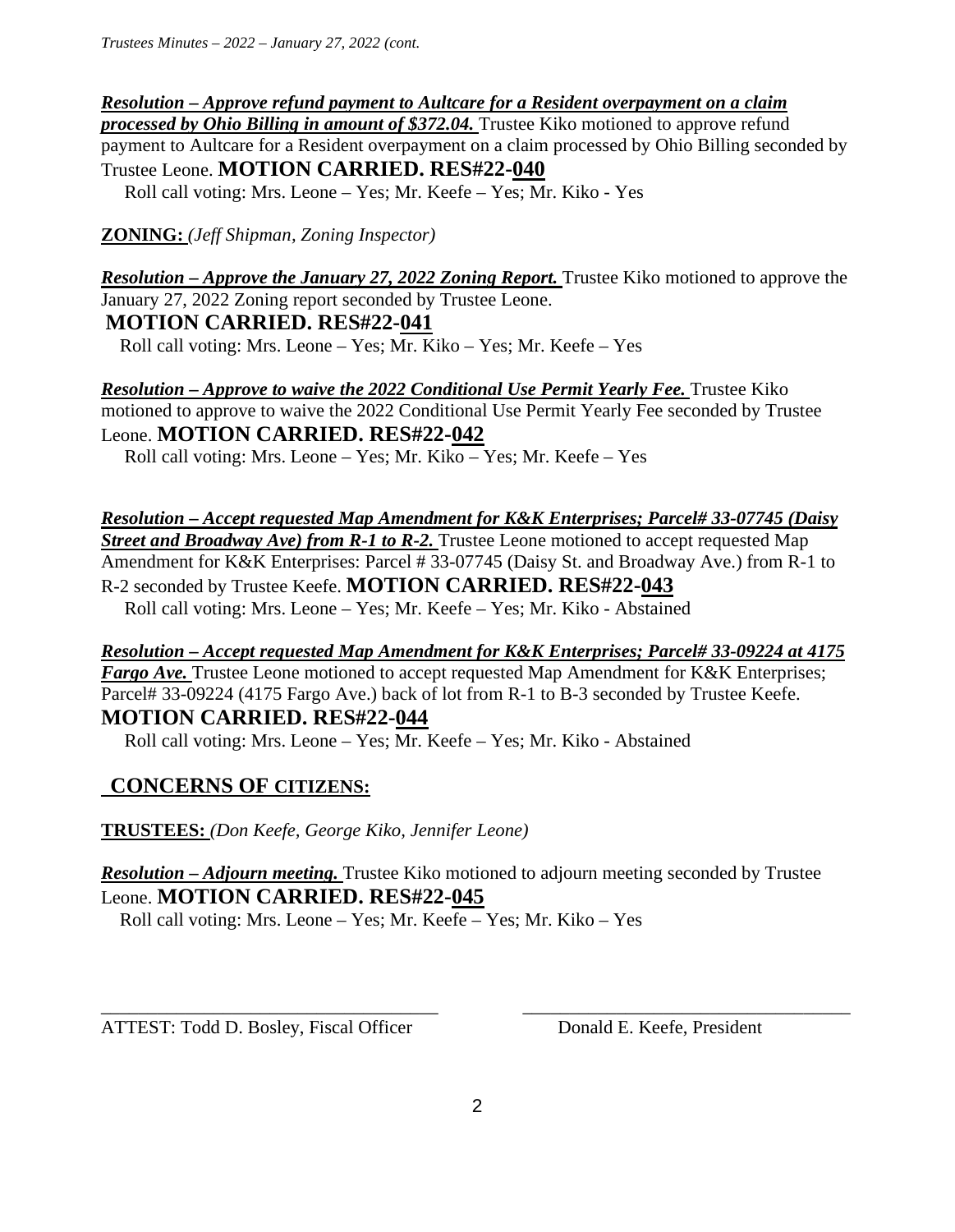***Resolution – Approve refund payment to Aultcare for a Resident overpayment on a claim processed by Ohio Billing in amount of $372.04.*** Trustee Kiko motioned to approve refund payment to Aultcare for a Resident overpayment on a claim processed by Ohio Billing seconded by Trustee Leone. **MOTION CARRIED. RES#22-040**

Roll call voting: Mrs. Leone – Yes; Mr. Keefe – Yes; Mr. Kiko - Yes

**ZONING:** *(Jeff Shipman, Zoning Inspector)*

***Resolution – Approve the January 27, 2022 Zoning Report.*** Trustee Kiko motioned to approve the January 27, 2022 Zoning report seconded by Trustee Leone.

**MOTION CARRIED. RES#22-041**

Roll call voting: Mrs. Leone – Yes; Mr. Kiko – Yes; Mr. Keefe – Yes

***Resolution – Approve to waive the 2022 Conditional Use Permit Yearly Fee.*** Trustee Kiko motioned to approve to waive the 2022 Conditional Use Permit Yearly Fee seconded by Trustee Leone. **MOTION CARRIED. RES#22-042**

Roll call voting: Mrs. Leone – Yes; Mr. Kiko – Yes; Mr. Keefe – Yes

***Resolution – Accept requested Map Amendment for K&K Enterprises; Parcel# 33-07745 (Daisy Street and Broadway Ave) from R-1 to R-2.*** Trustee Leone motioned to accept requested Map Amendment for K&K Enterprises: Parcel # 33-07745 (Daisy St. and Broadway Ave.) from R-1 to R-2 seconded by Trustee Keefe. **MOTION CARRIED. RES#22-043**

Roll call voting: Mrs. Leone – Yes; Mr. Keefe – Yes; Mr. Kiko - Abstained

***Resolution – Accept requested Map Amendment for K&K Enterprises; Parcel# 33-09224 at 4175 Fargo Ave.*** Trustee Leone motioned to accept requested Map Amendment for K&K Enterprises; Parcel# 33-09224 (4175 Fargo Ave.) back of lot from R-1 to B-3 seconded by Trustee Keefe.

**MOTION CARRIED. RES#22-044**

Roll call voting: Mrs. Leone – Yes; Mr. Keefe – Yes; Mr. Kiko - Abstained

## CONCERNS OF CITIZENS:

**TRUSTEES:** *(Don Keefe, George Kiko, Jennifer Leone)*

***Resolution – Adjourn meeting.*** Trustee Kiko motioned to adjourn meeting seconded by Trustee Leone. **MOTION CARRIED. RES#22-045**

Roll call voting: Mrs. Leone – Yes; Mr. Keefe – Yes; Mr. Kiko – Yes

\_\_\_\_\_\_\_\_\_\_\_\_\_\_\_\_\_\_\_\_\_\_\_\_\_\_\_\_\_\_\_\_\_\_\_ \_\_\_\_\_\_\_\_\_\_\_\_\_\_\_\_\_\_\_\_\_\_\_\_\_\_\_\_\_\_\_\_\_\_\_

ATTEST: Todd D. Bosley, Fiscal Officer Donald E. Keefe, President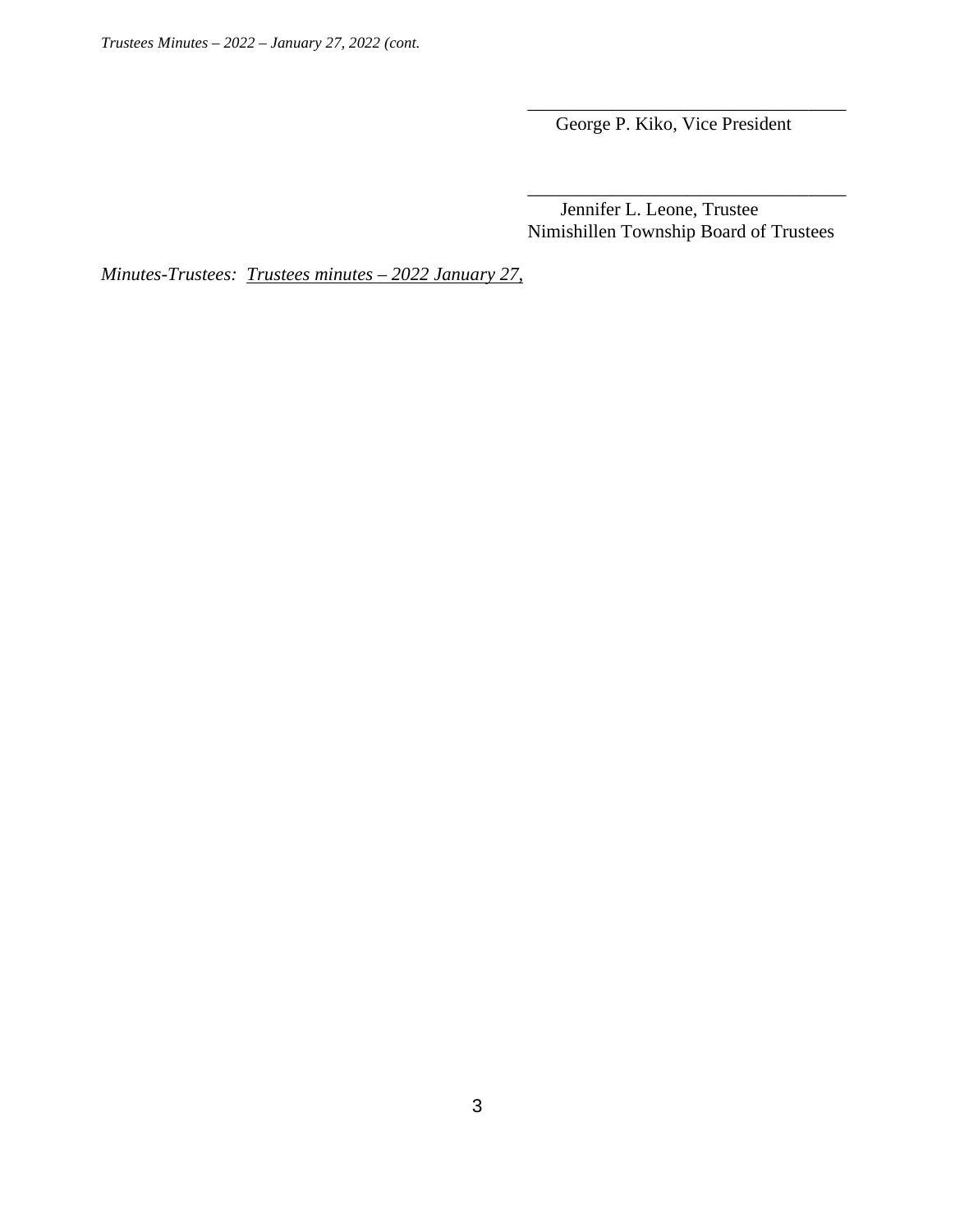\_\_\_\_\_\_\_\_\_\_\_\_\_\_\_\_\_\_\_\_\_\_\_\_\_\_\_\_\_\_\_\_\_\_\_\_

George P. Kiko, Vice President

\_\_\_\_\_\_\_\_\_\_\_\_\_\_\_\_\_\_\_\_\_\_\_\_\_\_\_\_\_\_\_\_\_\_\_\_

Jennifer L. Leone, Trustee
Nimishillen Township Board of Trustees

*Minutes-Trustees:* *Trustees minutes – 2022 January 27,*